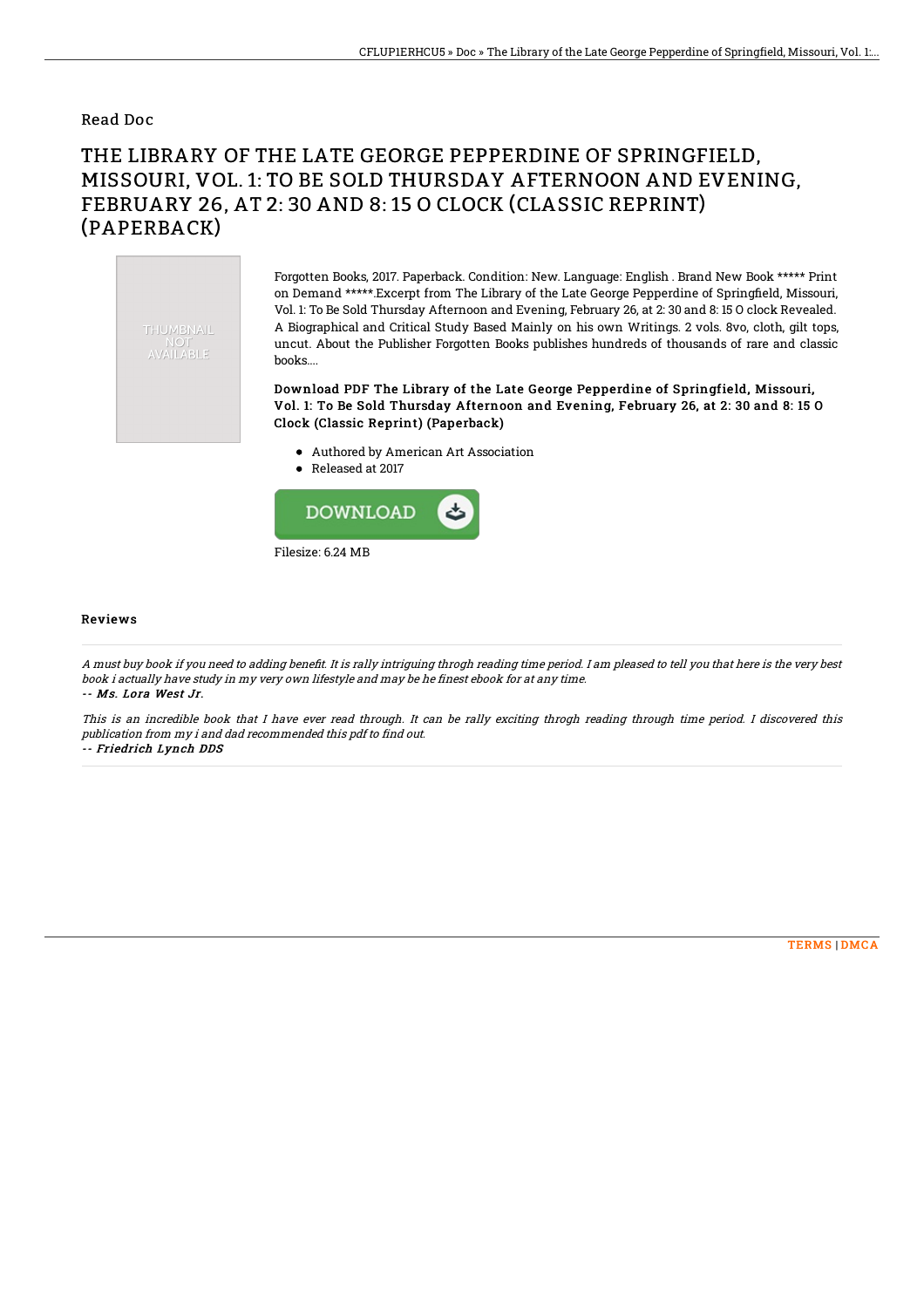Read Doc

# THE LIBRARY OF THE LATE GEORGE PEPPERDINE OF SPRINGFIELD, MISSOURI, VOL. 1: TO BE SOLD THURSDAY AFTERNOON AND EVENING, FEBRUARY 26, AT 2: 30 AND 8: 15 O CLOCK (CLASSIC REPRINT) (PAPERBACK)

THUMBNAIL NOT AVAILABLE

Forgotten Books, 2017. Paperback. Condition: New. Language: English . Brand New Book ***** Print on Demand *****.Excerpt from The Library of the Late George Pepperdine of Springfield, Missouri, Vol. 1: To Be Sold Thursday Afternoon and Evening, February 26, at 2: 30 and 8: 15 O clock Revealed. A Biographical and Critical Study Based Mainly on his own Writings. 2 vols. 8vo, cloth, gilt tops, uncut. About the Publisher Forgotten Books publishes hundreds of thousands of rare and classic books....

**Download PDF The Library of the Late George Pepperdine of Springfield, Missouri, Vol. 1: To Be Sold Thursday Afternoon and Evening, February 26, at 2: 30 and 8: 15 O Clock (Classic Reprint) (Paperback)**

- Authored by American Art Association
- Released at 2017

DOWNLOAD

Filesize: 6.24 MB

## Reviews

*A must buy book if you need to adding benefit. It is rally intriguing throgh reading time period. I am pleased to tell you that here is the very best book i actually have study in my very own lifestyle and may be he finest ebook for at any time.*

*-- Ms. Lora West Jr.*

*This is an incredible book that I have ever read through. It can be rally exciting throgh reading through time period. I discovered this publication from my i and dad recommended this pdf to find out.*

*-- Friedrich Lynch DDS*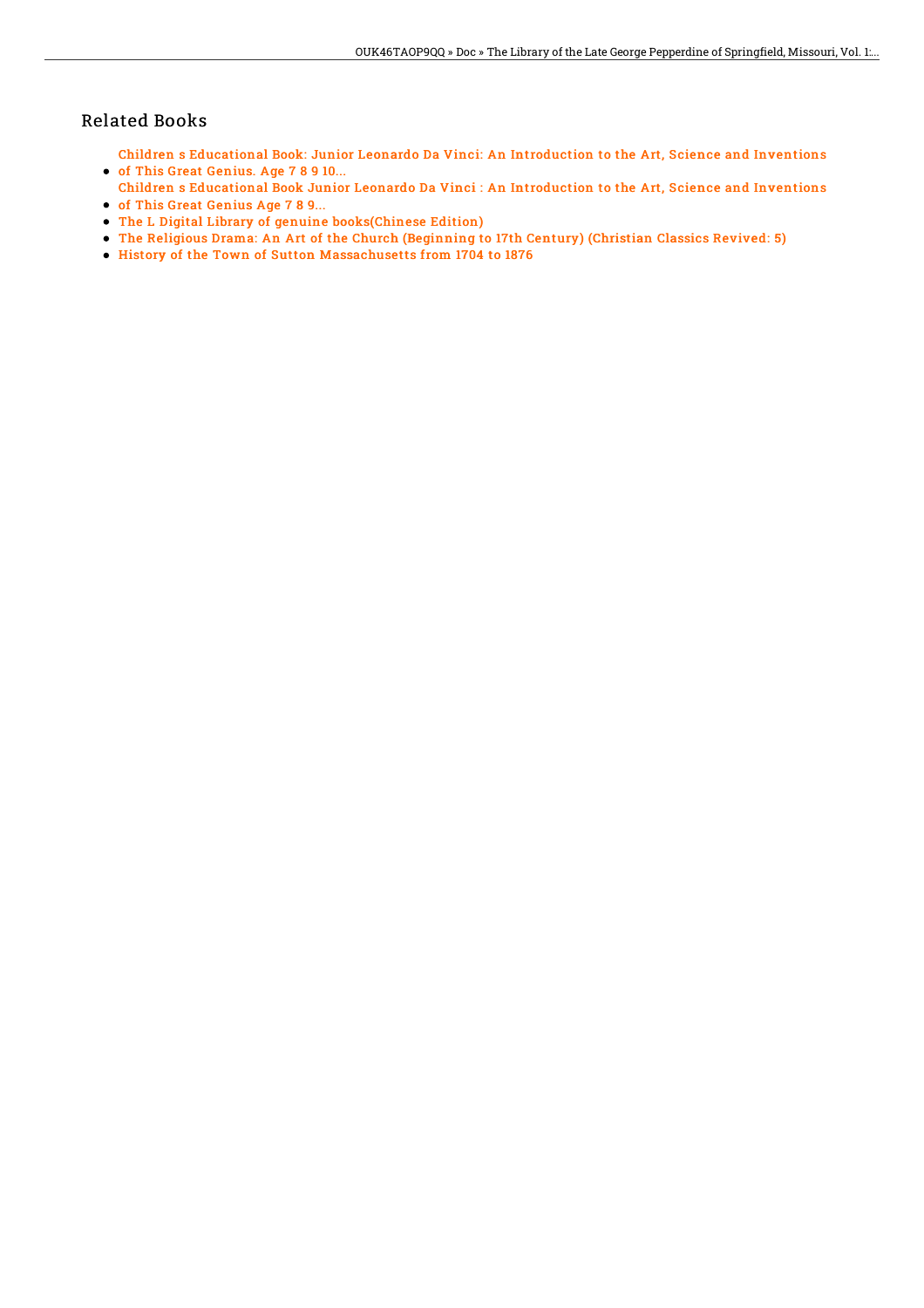## Related Books

- Children s Educational Book: Junior Leonardo Da Vinci: An Introduction to the Art, Science and Inventions of This Great Genius. Age 7 8 9 10...
- Children s Educational Book Junior Leonardo Da Vinci : An Introduction to the Art, Science and Inventions of This Great Genius Age 7 8 9...
- The L Digital Library of genuine books(Chinese Edition)
- The Religious Drama: An Art of the Church (Beginning to 17th Century) (Christian Classics Revived: 5)
- History of the Town of Sutton Massachusetts from 1704 to 1876